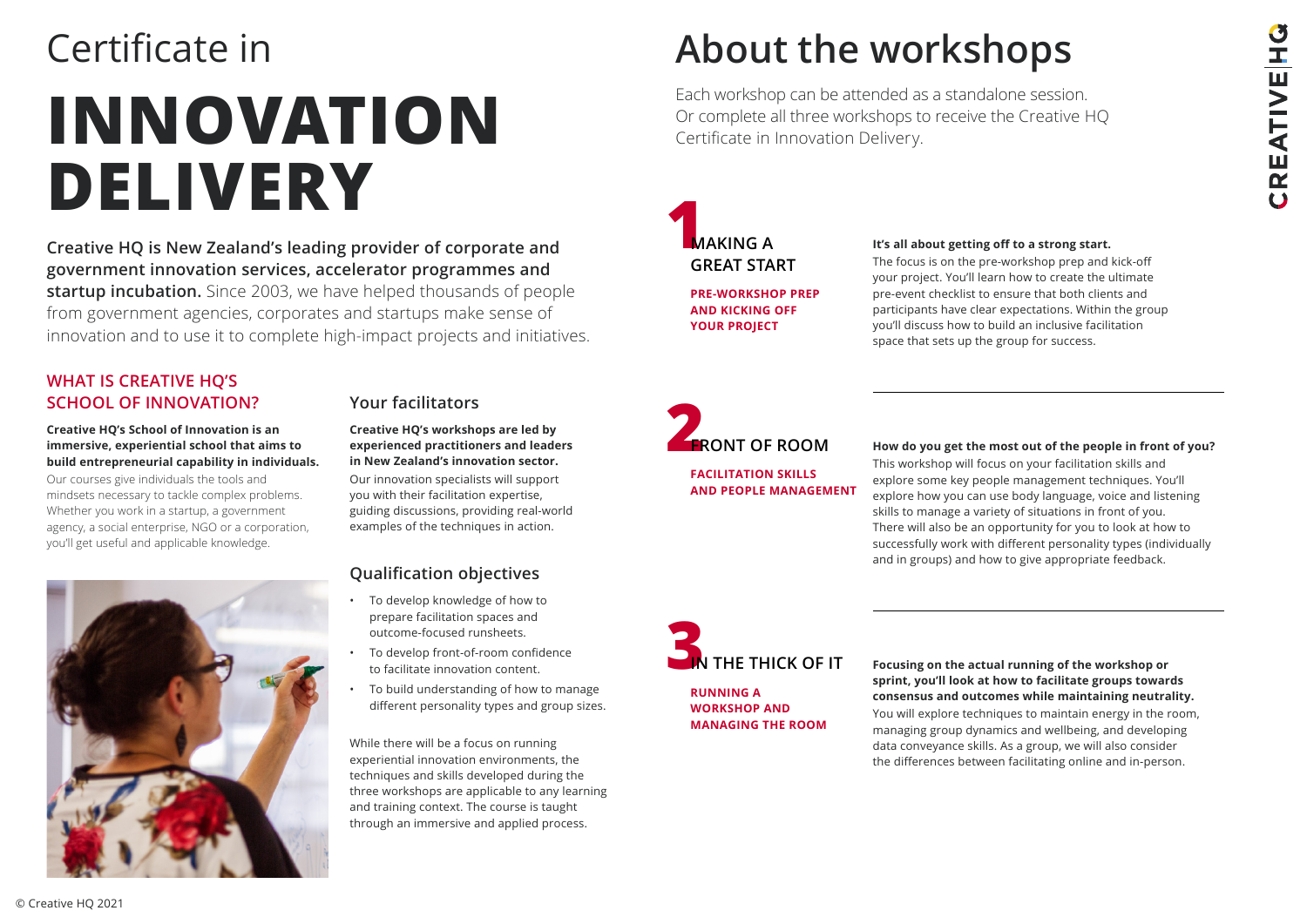# Certificate in INNOVATION DELIVERY

**Creative HQ is New Zealand's leading provider of corporate and government innovation services, accelerator programmes and startup incubation.** Since 2003, we have helped thousands of people from government agencies, corporates and startups make sense of innovation and to use it to complete high-impact projects and initiatives.

## WHAT IS CREATIVE HQ'S SCHOOL OF INNOVATION?

**Creative HQ's School of Innovation is an immersive, experiential school that aims to build entrepreneurial capability in individuals.** Our courses give individuals the tools and mindsets necessary to tackle complex problems. Whether you work in a startup, a government agency, a social enterprise, NGO or a corporation, you'll get useful and applicable knowledge.

## Your facilitators

**Creative HQ's workshops are led by experienced practitioners and leaders in New Zealand's innovation sector.** Our innovation specialists will support you with their facilitation expertise, guiding discussions, providing real-world examples of the techniques in action.

## Qualification objectives

- To develop knowledge of how to prepare facilitation spaces and outcome-focused runsheets.
- To develop front-of-room confidence to facilitate innovation content.
- To build understanding of how to manage different personality types and group sizes.

While there will be a focus on running experiential innovation environments, the techniques and skills developed during the three workshops are applicable to any learning and training context. The course is taught through an immersive and applied process.

# About the workshops

Each workshop can be attended as a standalone session. Or complete all three workshops to receive the Creative HQ Certificate in Innovation Delivery.

## 1 MAKING A GREAT START

**PRE-WORKSHOP PREP AND KICKING OFF YOUR PROJECT**

**It's all about getting off to a strong start.** The focus is on the pre-workshop prep and kick-off your project. You'll learn how to create the ultimate pre-event checklist to ensure that both clients and participants have clear expectations. Within the group you'll discuss how to build an inclusive facilitation space that sets up the group for success.

## 2 FRONT OF ROOM

**FACILITATION SKILLS AND PEOPLE MANAGEMENT**

**How do you get the most out of the people in front of you?** This workshop will focus on your facilitation skills and explore some key people management techniques. You'll explore how you can use body language, voice and listening skills to manage a variety of situations in front of you. There will also be an opportunity for you to look at how to successfully work with different personality types (individually and in groups) and how to give appropriate feedback.

## 3 IN THE THICK OF IT

**RUNNING A WORKSHOP AND MANAGING THE ROOM**

**Focusing on the actual running of the workshop or sprint, you'll look at how to facilitate groups towards consensus and outcomes while maintaining neutrality.** You will explore techniques to maintain energy in the room, managing group dynamics and wellbeing, and developing data conveyance skills. As a group, we will also consider the differences between facilitating online and in-person.

© Creative HQ 2021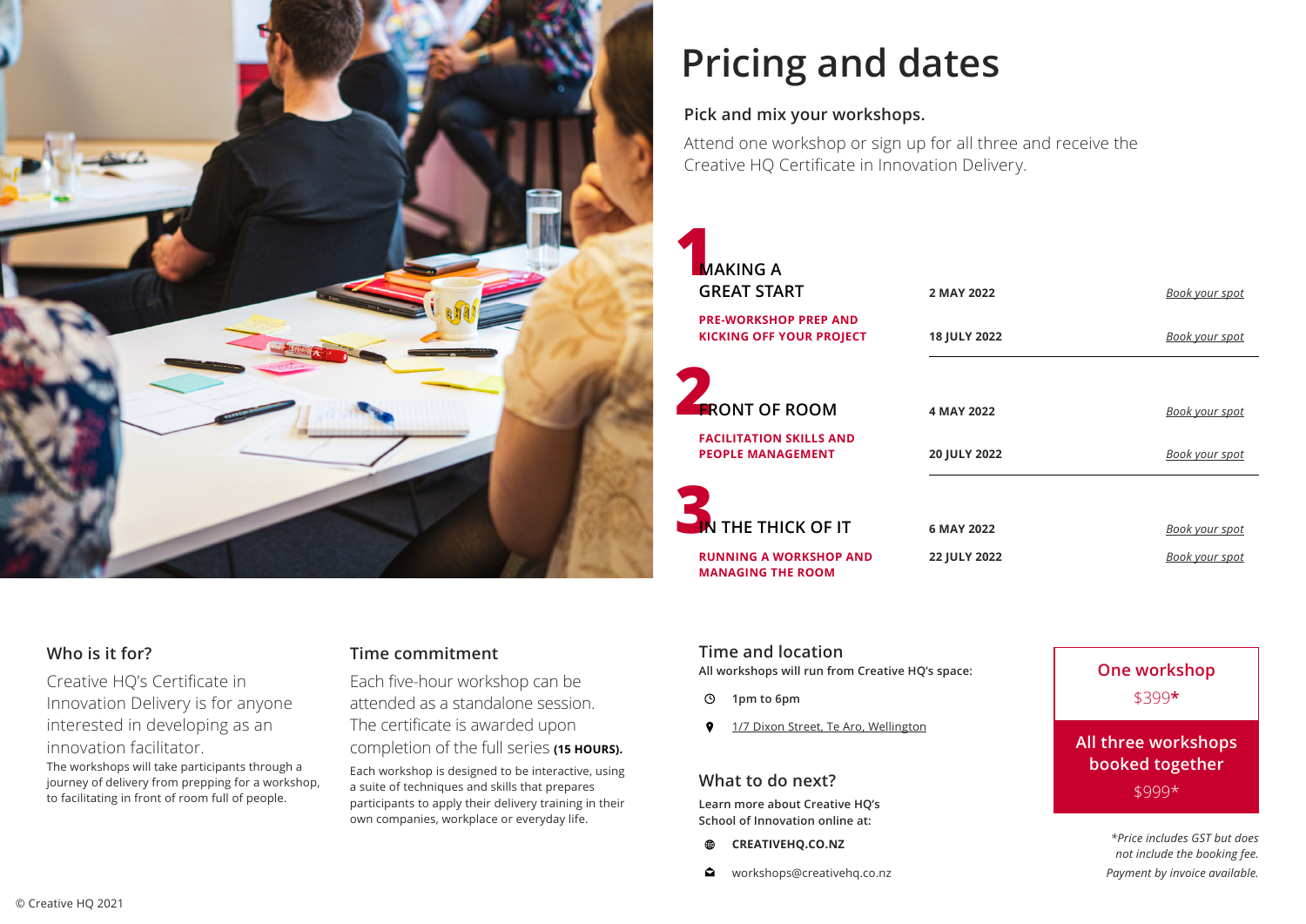# Pricing and dates

**Pick and mix your workshops.**

Attend one workshop or sign up for all three and receive the Creative HQ Certificate in Innovation Delivery.

| | | |
|---|---|---|
| **1 MAKING A GREAT START** | **2 MAY 2022** | *Book your spot* |
| **PRE-WORKSHOP PREP AND KICKING OFF YOUR PROJECT** | **18 JULY 2022** | *Book your spot* |
| **2 FRONT OF ROOM** | **4 MAY 2022** | *Book your spot* |
| **FACILITATION SKILLS AND PEOPLE MANAGEMENT** | **20 JULY 2022** | *Book your spot* |
| **3 IN THE THICK OF IT** | **6 MAY 2022** | *Book your spot* |
| **RUNNING A WORKSHOP AND MANAGING THE ROOM** | **22 JULY 2022** | *Book your spot* |

## Who is it for?

Creative HQ's Certificate in Innovation Delivery is for anyone interested in developing as an innovation facilitator.

The workshops will take participants through a journey of delivery from prepping for a workshop, to facilitating in front of room full of people.

## Time commitment

Each five-hour workshop can be attended as a standalone session. The certificate is awarded upon completion of the full series **(15 HOURS).**

Each workshop is designed to be interactive, using a suite of techniques and skills that prepares participants to apply their delivery training in their own companies, workplace or everyday life.

## Time and location

**All workshops will run from Creative HQ's space:**

- **1pm to 6pm**
- 1/7 Dixon Street, Te Aro, Wellington

## What to do next?

**Learn more about Creative HQ's School of Innovation online at:**

- **CREATIVEHQ.CO.NZ**
- workshops@creativehq.co.nz

**One workshop**
$399*

**All three workshops booked together**
$999*

*\*Price includes GST but does not include the booking fee.*
*Payment by invoice available.*

© Creative HQ 2021